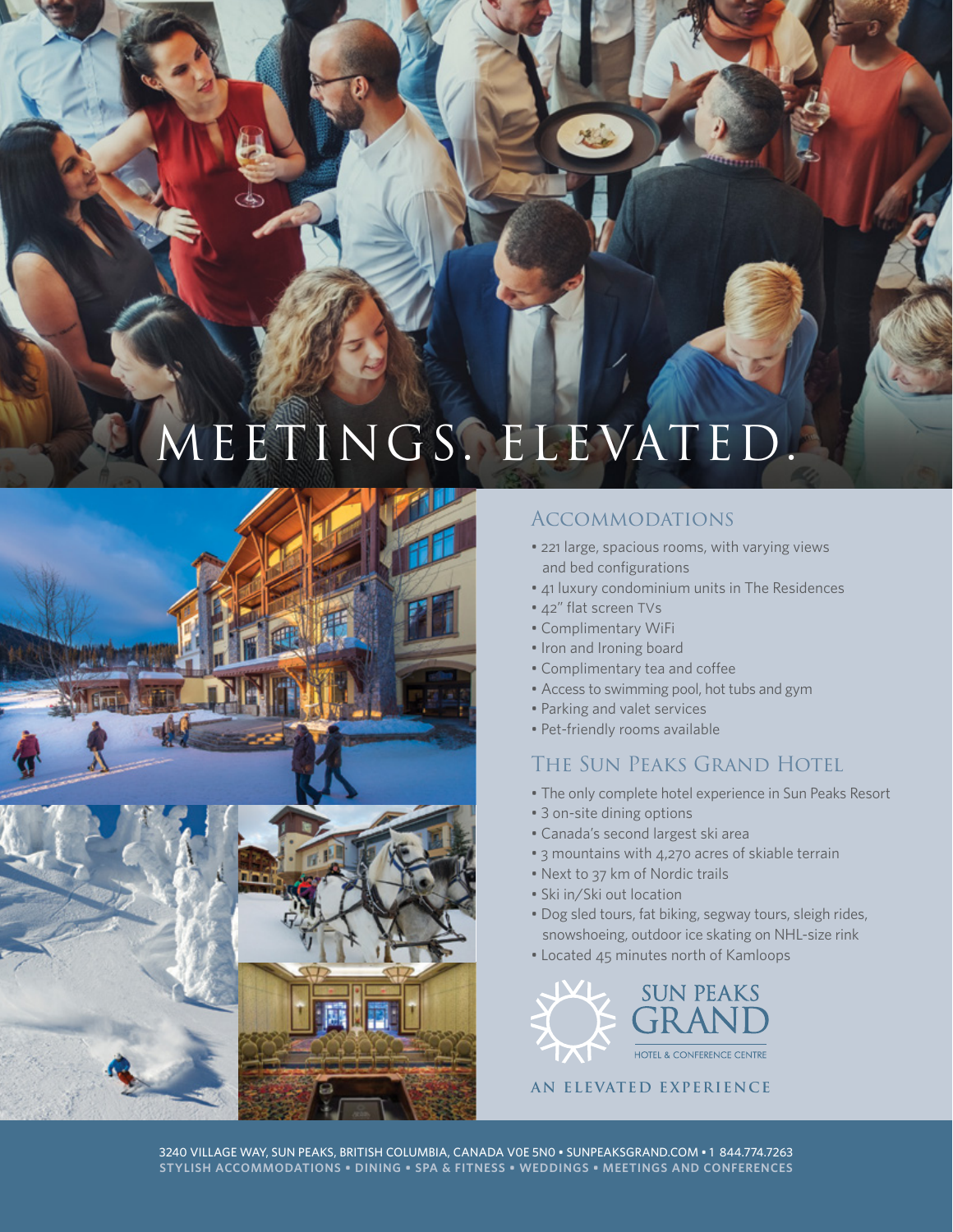# MEETINGS. ELEVATED.

## ACCOMMODATIONS

- 221 large, spacious rooms, with varying views and bed configurations
- 41 luxury condominium units in The Residences
- 42" flat screen TVs
- Complimentary WiFi
- Iron and Ironing board
- Complimentary tea and coffee
- Access to swimming pool, hot tubs and gym
- Parking and valet services
- Pet-friendly rooms available

## THE SUN PEAKS GRAND HOTEL

- The only complete hotel experience in Sun Peaks Resort
- 3 on-site dining options
- Canada's second largest ski area
- 3 mountains with 4,270 acres of skiable terrain
- Next to 37 km of Nordic trails
- Ski in/Ski out location
- Dog sled tours, fat biking, segway tours, sleigh rides, snowshoeing, outdoor ice skating on NHL-size rink
- Located 45 minutes north of Kamloops

SUN PEAKS GRAND

HOTEL & CONFERENCE CENTRE

**AN ELEVATED EXPERIENCE**

3240 VILLAGE WAY, SUN PEAKS, BRITISH COLUMBIA, CANADA V0E 5N0 • SUNPEAKSGRAND.COM • 1 844.774.7263

**STYLISH ACCOMMODATIONS • DINING • SPA & FITNESS • WEDDINGS • MEETINGS AND CONFERENCES**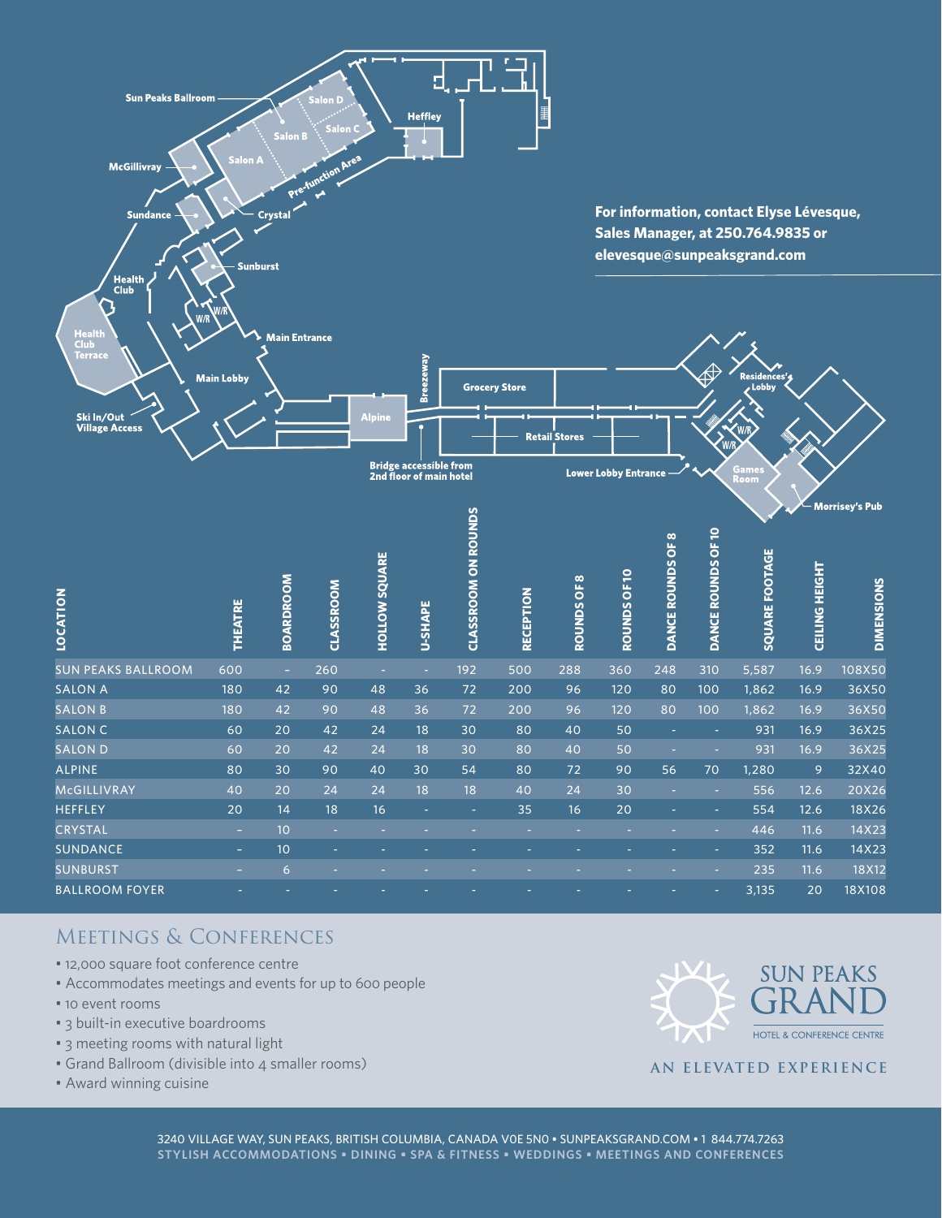Sun Peaks Ballroom

Salon D

Salon C

Salon B

Salon A

Heffley

McGillivray

Pre-function Area

Sundance

Crystal

Sunburst

Health Club

Health Club Terrace

Main Entrance

Main Lobby

Ski In/Out Village Access

Alpine

Breezeway

Grocery Store

Retail Stores

Bridge accessible from 2nd floor of main hotel

Lower Lobby Entrance

Residences' Lobby

Games Room

Morrisey's Pub

W/R

**For information, contact Elyse Lévesque, Sales Manager, at 250.764.9835 or elevesque@sunpeaksgrand.com**

| LOCATION | THEATRE | BOARDROOM | CLASSROOM | HOLLOW SQUARE | U-SHAPE | CLASSROOM ON ROUNDS | RECEPTION | ROUNDS OF 8 | ROUNDS OF 10 | DANCE ROUNDS OF 8 | DANCE ROUNDS OF 10 | SQUARE FOOTAGE | CEILING HEIGHT | DIMENSIONS |
|---|---|---|---|---|---|---|---|---|---|---|---|---|---|---|
| SUN PEAKS BALLROOM | 600 | - | 260 | - | - | 192 | 500 | 288 | 360 | 248 | 310 | 5,587 | 16.9 | 108X50 |
| SALON A | 180 | 42 | 90 | 48 | 36 | 72 | 200 | 96 | 120 | 80 | 100 | 1,862 | 16.9 | 36X50 |
| SALON B | 180 | 42 | 90 | 48 | 36 | 72 | 200 | 96 | 120 | 80 | 100 | 1,862 | 16.9 | 36X50 |
| SALON C | 60 | 20 | 42 | 24 | 18 | 30 | 80 | 40 | 50 | - | - | 931 | 16.9 | 36X25 |
| SALON D | 60 | 20 | 42 | 24 | 18 | 30 | 80 | 40 | 50 | - | - | 931 | 16.9 | 36X25 |
| ALPINE | 80 | 30 | 90 | 40 | 30 | 54 | 80 | 72 | 90 | 56 | 70 | 1,280 | 9 | 32X40 |
| McGILLIVRAY | 40 | 20 | 24 | 24 | 18 | 18 | 40 | 24 | 30 | - | - | 556 | 12.6 | 20X26 |
| HEFFLEY | 20 | 14 | 18 | 16 | - | - | 35 | 16 | 20 | - | - | 554 | 12.6 | 18X26 |
| CRYSTAL | - | 10 | - | - | - | - | - | - | - | - | - | 446 | 11.6 | 14X23 |
| SUNDANCE | - | 10 | - | - | - | - | - | - | - | - | - | 352 | 11.6 | 14X23 |
| SUNBURST | - | 6 | - | - | - | - | - | - | - | - | - | 235 | 11.6 | 18X12 |
| BALLROOM FOYER | - | - | - | - | - | - | - | - | - | - | - | 3,135 | 20 | 18X108 |

## Meetings & Conferences

- 12,000 square foot conference centre
- Accommodates meetings and events for up to 600 people
- 10 event rooms
- 3 built-in executive boardrooms
- 3 meeting rooms with natural light
- Grand Ballroom (divisible into 4 smaller rooms)
- Award winning cuisine

SUN PEAKS GRAND

HOTEL & CONFERENCE CENTRE

AN ELEVATED EXPERIENCE

3240 VILLAGE WAY, SUN PEAKS, BRITISH COLUMBIA, CANADA V0E 5N0 • SUNPEAKSGRAND.COM • 1 844.774.7263

STYLISH ACCOMMODATIONS • DINING • SPA & FITNESS • WEDDINGS • MEETINGS AND CONFERENCES